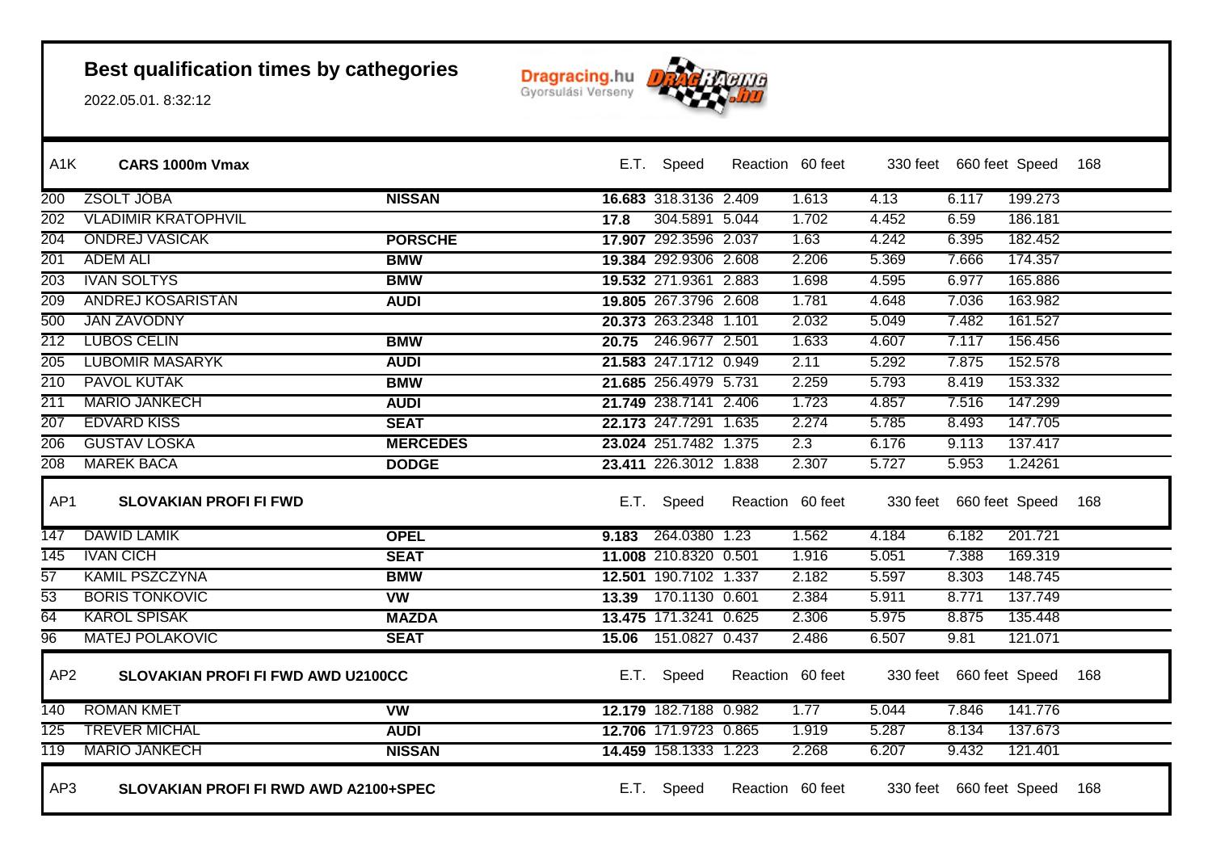# Best qualification times by cathegories

2022.05.01. 8:32:12

Dragracing.hu
Gyorsulási Verseny

| A1K | CARS 1000m Vmax | | E.T. | Speed | Reaction | 60 feet | 330 feet | 660 feet | Speed | 168 |
|---|---|---|---|---|---|---|---|---|---|---|
| 200 | ZSOLT JOBA | NISSAN | 16.683 | 318.3136 | 2.409 | 1.613 | 4.13 | 6.117 | 199.273 | |
| 202 | VLADIMIR KRATOPHVIL | | 17.8 | 304.5891 | 5.044 | 1.702 | 4.452 | 6.59 | 186.181 | |
| 204 | ONDREJ VASICAK | PORSCHE | 17.907 | 292.3596 | 2.037 | 1.63 | 4.242 | 6.395 | 182.452 | |
| 201 | ADEM ALI | BMW | 19.384 | 292.9306 | 2.608 | 2.206 | 5.369 | 7.666 | 174.357 | |
| 203 | IVAN SOLTYS | BMW | 19.532 | 271.9361 | 2.883 | 1.698 | 4.595 | 6.977 | 165.886 | |
| 209 | ANDREJ KOSARISTAN | AUDI | 19.805 | 267.3796 | 2.608 | 1.781 | 4.648 | 7.036 | 163.982 | |
| 500 | JAN ZAVODNY | | 20.373 | 263.2348 | 1.101 | 2.032 | 5.049 | 7.482 | 161.527 | |
| 212 | LUBOS CELIN | BMW | 20.75 | 246.9677 | 2.501 | 1.633 | 4.607 | 7.117 | 156.456 | |
| 205 | LUBOMIR MASARYK | AUDI | 21.583 | 247.1712 | 0.949 | 2.11 | 5.292 | 7.875 | 152.578 | |
| 210 | PAVOL KUTAK | BMW | 21.685 | 256.4979 | 5.731 | 2.259 | 5.793 | 8.419 | 153.332 | |
| 211 | MARIO JANKECH | AUDI | 21.749 | 238.7141 | 2.406 | 1.723 | 4.857 | 7.516 | 147.299 | |
| 207 | EDVARD KISS | SEAT | 22.173 | 247.7291 | 1.635 | 2.274 | 5.785 | 8.493 | 147.705 | |
| 206 | GUSTAV LOSKA | MERCEDES | 23.024 | 251.7482 | 1.375 | 2.3 | 6.176 | 9.113 | 137.417 | |
| 208 | MAREK BACA | DODGE | 23.411 | 226.3012 | 1.838 | 2.307 | 5.727 | 5.953 | 1.24261 | |

| AP1 | SLOVAKIAN PROFI FI FWD | | E.T. | Speed | Reaction | 60 feet | 330 feet | 660 feet | Speed | 168 |
|---|---|---|---|---|---|---|---|---|---|---|
| 147 | DAWID LAMIK | OPEL | 9.183 | 264.0380 | 1.23 | 1.562 | 4.184 | 6.182 | 201.721 | |
| 145 | IVAN CICH | SEAT | 11.008 | 210.8320 | 0.501 | 1.916 | 5.051 | 7.388 | 169.319 | |
| 57 | KAMIL PSZCZYNA | BMW | 12.501 | 190.7102 | 1.337 | 2.182 | 5.597 | 8.303 | 148.745 | |
| 53 | BORIS TONKOVIC | VW | 13.39 | 170.1130 | 0.601 | 2.384 | 5.911 | 8.771 | 137.749 | |
| 64 | KAROL SPISAK | MAZDA | 13.475 | 171.3241 | 0.625 | 2.306 | 5.975 | 8.875 | 135.448 | |
| 96 | MATEJ POLAKOVIC | SEAT | 15.06 | 151.0827 | 0.437 | 2.486 | 6.507 | 9.81 | 121.071 | |

| AP2 | SLOVAKIAN PROFI FI FWD AWD U2100CC | | E.T. | Speed | Reaction | 60 feet | 330 feet | 660 feet | Speed | 168 |
|---|---|---|---|---|---|---|---|---|---|---|
| 140 | ROMAN KMET | VW | 12.179 | 182.7188 | 0.982 | 1.77 | 5.044 | 7.846 | 141.776 | |
| 125 | TREVER MICHAL | AUDI | 12.706 | 171.9723 | 0.865 | 1.919 | 5.287 | 8.134 | 137.673 | |
| 119 | MARIO JANKECH | NISSAN | 14.459 | 158.1333 | 1.223 | 2.268 | 6.207 | 9.432 | 121.401 | |

| AP3 | SLOVAKIAN PROFI FI RWD AWD A2100+SPEC | | E.T. | Speed | Reaction | 60 feet | 330 feet | 660 feet | Speed | 168 |
|---|---|---|---|---|---|---|---|---|---|---|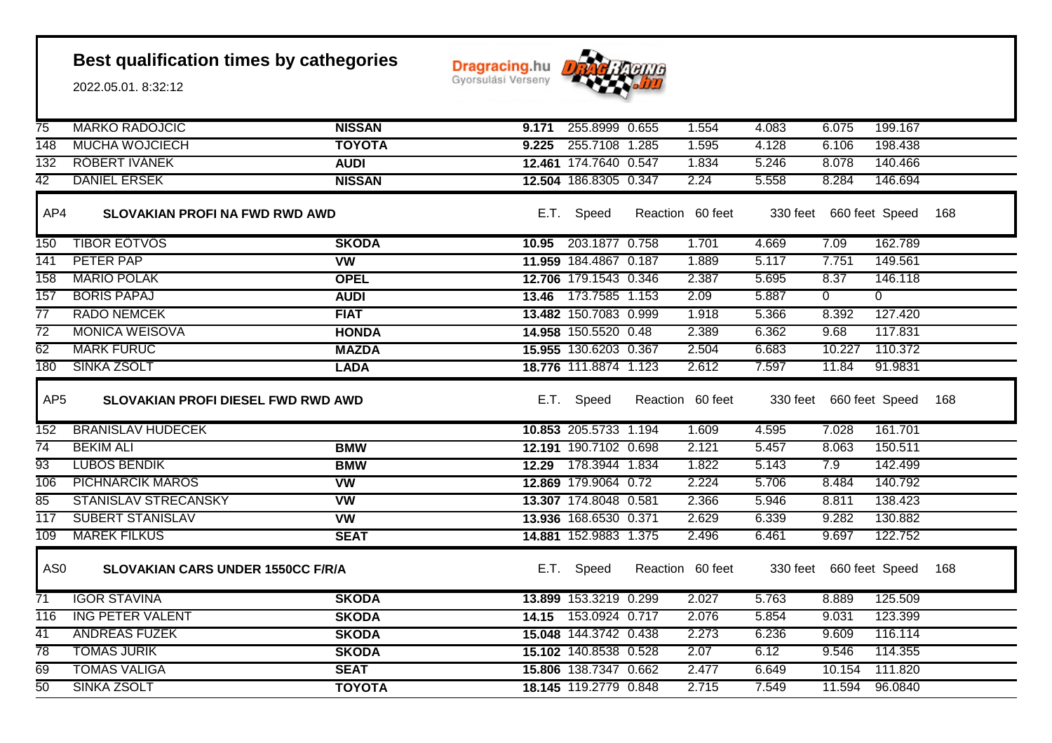# Best qualification times by cathegories

2022.05.01. 8:32:12

Dragracing.hu Gyorsulási Verseny

| | | | | | | | | | |
|---|---|---|---|---|---|---|---|---|---|
| 75 | MARKO RADOJCIC | **NISSAN** | **9.171** | 255.8999 | 0.655 | 1.554 | 4.083 | 6.075 | 199.167 |
| 148 | MUCHA WOJCIECH | **TOYOTA** | **9.225** | 255.7108 | 1.285 | 1.595 | 4.128 | 6.106 | 198.438 |
| 132 | ROBERT IVANEK | **AUDI** | **12.461** | 174.7640 | 0.547 | 1.834 | 5.246 | 8.078 | 140.466 |
| 42 | DANIEL ERSEK | **NISSAN** | **12.504** | 186.8305 | 0.347 | 2.24 | 5.558 | 8.284 | 146.694 |

| AP4 | SLOVAKIAN PROFI NA FWD RWD AWD | | E.T. | Speed | Reaction | 60 feet | 330 feet | 660 feet | Speed | 168 |
|---|---|---|---|---|---|---|---|---|---|---|
| 150 | TIBOR EÖTVÖS | **SKODA** | **10.95** | 203.1877 | 0.758 | 1.701 | 4.669 | 7.09 | 162.789 | |
| 141 | PETER PAP | **VW** | **11.959** | 184.4867 | 0.187 | 1.889 | 5.117 | 7.751 | 149.561 | |
| 158 | MARIO POLAK | **OPEL** | **12.706** | 179.1543 | 0.346 | 2.387 | 5.695 | 8.37 | 146.118 | |
| 157 | BORIS PAPAJ | **AUDI** | **13.46** | 173.7585 | 1.153 | 2.09 | 5.887 | 0 | 0 | |
| 77 | RADO NEMCEK | **FIAT** | **13.482** | 150.7083 | 0.999 | 1.918 | 5.366 | 8.392 | 127.420 | |
| 72 | MONICA WEISOVA | **HONDA** | **14.958** | 150.5520 | 0.48 | 2.389 | 6.362 | 9.68 | 117.831 | |
| 62 | MARK FURUC | **MAZDA** | **15.955** | 130.6203 | 0.367 | 2.504 | 6.683 | 10.227 | 110.372 | |
| 180 | SINKA ZSOLT | **LADA** | **18.776** | 111.8874 | 1.123 | 2.612 | 7.597 | 11.84 | 91.9831 | |

| AP5 | SLOVAKIAN PROFI DIESEL FWD RWD AWD | | E.T. | Speed | Reaction | 60 feet | 330 feet | 660 feet | Speed | 168 |
|---|---|---|---|---|---|---|---|---|---|---|
| 152 | BRANISLAV HUDECEK | | **10.853** | 205.5733 | 1.194 | 1.609 | 4.595 | 7.028 | 161.701 | |
| 74 | BEKIM ALI | **BMW** | **12.191** | 190.7102 | 0.698 | 2.121 | 5.457 | 8.063 | 150.511 | |
| 93 | LUBOS BENDIK | **BMW** | **12.29** | 178.3944 | 1.834 | 1.822 | 5.143 | 7.9 | 142.499 | |
| 106 | PICHNARCIK MAROS | **VW** | **12.869** | 179.9064 | 0.72 | 2.224 | 5.706 | 8.484 | 140.792 | |
| 85 | STANISLAV STRECANSKY | **VW** | **13.307** | 174.8048 | 0.581 | 2.366 | 5.946 | 8.811 | 138.423 | |
| 117 | SUBERT STANISLAV | **VW** | **13.936** | 168.6530 | 0.371 | 2.629 | 6.339 | 9.282 | 130.882 | |
| 109 | MAREK FILKUS | **SEAT** | **14.881** | 152.9883 | 1.375 | 2.496 | 6.461 | 9.697 | 122.752 | |

| AS0 | SLOVAKIAN CARS UNDER 1550CC F/R/A | | E.T. | Speed | Reaction | 60 feet | 330 feet | 660 feet | Speed | 168 |
|---|---|---|---|---|---|---|---|---|---|---|
| 71 | IGOR STAVINA | **SKODA** | **13.899** | 153.3219 | 0.299 | 2.027 | 5.763 | 8.889 | 125.509 | |
| 116 | ING PETER VALENT | **SKODA** | **14.15** | 153.0924 | 0.717 | 2.076 | 5.854 | 9.031 | 123.399 | |
| 41 | ANDREAS FUZEK | **SKODA** | **15.048** | 144.3742 | 0.438 | 2.273 | 6.236 | 9.609 | 116.114 | |
| 78 | TOMAS JURIK | **SKODA** | **15.102** | 140.8538 | 0.528 | 2.07 | 6.12 | 9.546 | 114.355 | |
| 69 | TOMAS VALIGA | **SEAT** | **15.806** | 138.7347 | 0.662 | 2.477 | 6.649 | 10.154 | 111.820 | |
| 50 | SINKA ZSOLT | **TOYOTA** | **18.145** | 119.2779 | 0.848 | 2.715 | 7.549 | 11.594 | 96.0840 | |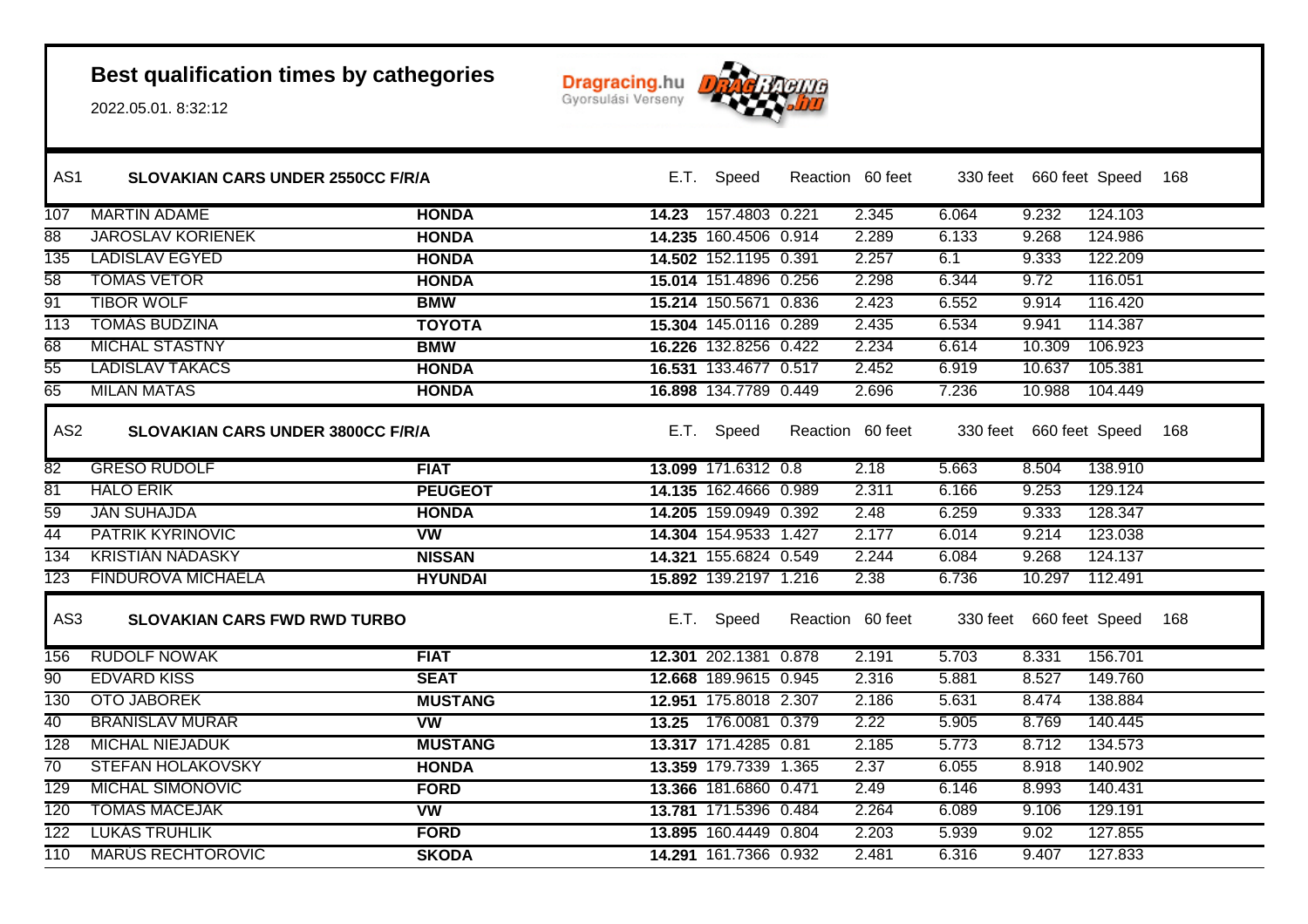## Best qualification times by cathegories

2022.05.01. 8:32:12

Dragracing.hu Gyorsulási Verseny

| AS1 | SLOVAKIAN CARS UNDER 2550CC F/R/A | | E.T. | Speed | Reaction | 60 feet | 330 feet | 660 feet | Speed | 168 |
|---|---|---|---|---|---|---|---|---|---|---|
| 107 | MARTIN ADAME | **HONDA** | **14.23** | 157.4803 | 0.221 | 2.345 | 6.064 | 9.232 | 124.103 | |
| 88 | JAROSLAV KORIENEK | **HONDA** | **14.235** | 160.4506 | 0.914 | 2.289 | 6.133 | 9.268 | 124.986 | |
| 135 | LADISLAV EGYED | **HONDA** | **14.502** | 152.1195 | 0.391 | 2.257 | 6.1 | 9.333 | 122.209 | |
| 58 | TOMAS VETOR | **HONDA** | **15.014** | 151.4896 | 0.256 | 2.298 | 6.344 | 9.72 | 116.051 | |
| 91 | TIBOR WOLF | **BMW** | **15.214** | 150.5671 | 0.836 | 2.423 | 6.552 | 9.914 | 116.420 | |
| 113 | TOMAS BUDZINA | **TOYOTA** | **15.304** | 145.0116 | 0.289 | 2.435 | 6.534 | 9.941 | 114.387 | |
| 68 | MICHAL STASTNY | **BMW** | **16.226** | 132.8256 | 0.422 | 2.234 | 6.614 | 10.309 | 106.923 | |
| 55 | LADISLAV TAKACS | **HONDA** | **16.531** | 133.4677 | 0.517 | 2.452 | 6.919 | 10.637 | 105.381 | |
| 65 | MILAN MATAS | **HONDA** | **16.898** | 134.7789 | 0.449 | 2.696 | 7.236 | 10.988 | 104.449 | |

| AS2 | SLOVAKIAN CARS UNDER 3800CC F/R/A | | E.T. | Speed | Reaction | 60 feet | 330 feet | 660 feet | Speed | 168 |
|---|---|---|---|---|---|---|---|---|---|---|
| 82 | GRESO RUDOLF | **FIAT** | **13.099** | 171.6312 | 0.8 | 2.18 | 5.663 | 8.504 | 138.910 | |
| 81 | HALO ERIK | **PEUGEOT** | **14.135** | 162.4666 | 0.989 | 2.311 | 6.166 | 9.253 | 129.124 | |
| 59 | JÁN SUHAJDA | **HONDA** | **14.205** | 159.0949 | 0.392 | 2.48 | 6.259 | 9.333 | 128.347 | |
| 44 | PATRIK KYRINOVIC | **VW** | **14.304** | 154.9533 | 1.427 | 2.177 | 6.014 | 9.214 | 123.038 | |
| 134 | KRISTIAN NADASKY | **NISSAN** | **14.321** | 155.6824 | 0.549 | 2.244 | 6.084 | 9.268 | 124.137 | |
| 123 | FINDUROVA MICHAELA | **HYUNDAI** | **15.892** | 139.2197 | 1.216 | 2.38 | 6.736 | 10.297 | 112.491 | |

| AS3 | SLOVAKIAN CARS FWD RWD TURBO | | E.T. | Speed | Reaction | 60 feet | 330 feet | 660 feet | Speed | 168 |
|---|---|---|---|---|---|---|---|---|---|---|
| 156 | RUDOLF NOWAK | **FIAT** | **12.301** | 202.1381 | 0.878 | 2.191 | 5.703 | 8.331 | 156.701 | |
| 90 | EDVARD KISS | **SEAT** | **12.668** | 189.9615 | 0.945 | 2.316 | 5.881 | 8.527 | 149.760 | |
| 130 | OTO JABOREK | **MUSTANG** | **12.951** | 175.8018 | 2.307 | 2.186 | 5.631 | 8.474 | 138.884 | |
| 40 | BRANISLAV MURAR | **VW** | **13.25** | 176.0081 | 0.379 | 2.22 | 5.905 | 8.769 | 140.445 | |
| 128 | MICHAL NIEJADUK | **MUSTANG** | **13.317** | 171.4285 | 0.81 | 2.185 | 5.773 | 8.712 | 134.573 | |
| 70 | STEFAN HOLAKOVSKY | **HONDA** | **13.359** | 179.7339 | 1.365 | 2.37 | 6.055 | 8.918 | 140.902 | |
| 129 | MICHAL SIMONOVIC | **FORD** | **13.366** | 181.6860 | 0.471 | 2.49 | 6.146 | 8.993 | 140.431 | |
| 120 | TOMAS MACEJAK | **VW** | **13.781** | 171.5396 | 0.484 | 2.264 | 6.089 | 9.106 | 129.191 | |
| 122 | LUKAS TRUHLIK | **FORD** | **13.895** | 160.4449 | 0.804 | 2.203 | 5.939 | 9.02 | 127.855 | |
| 110 | MARUS RECHTOROVIC | **SKODA** | **14.291** | 161.7366 | 0.932 | 2.481 | 6.316 | 9.407 | 127.833 | |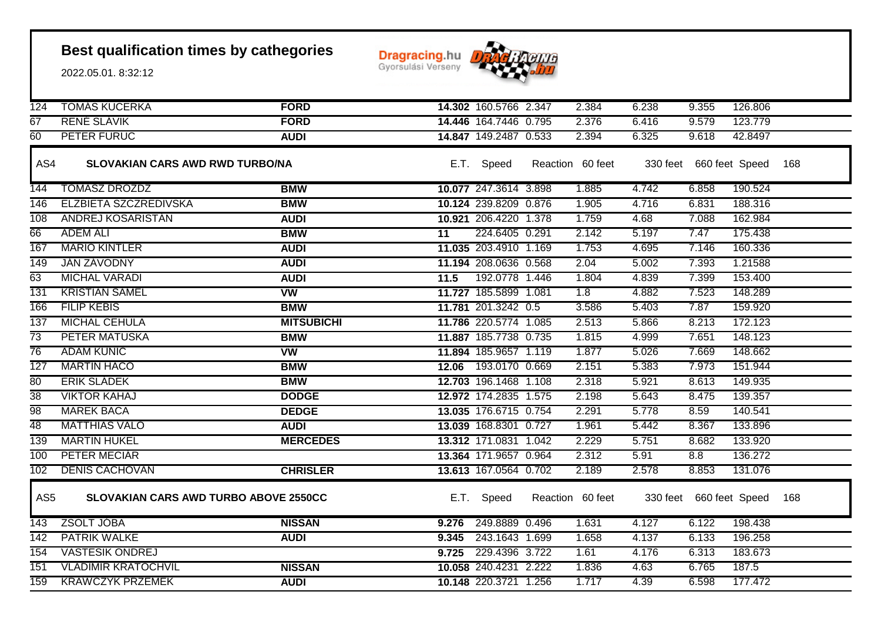## Best qualification times by cathegories

2022.05.01. 8:32:12

| | | | E.T. | Speed | Reaction | 60 feet | 330 feet | 660 feet | Speed |
|---|---|---|---|---|---|---|---|---|---|
| 124 | TOMAS KUCERKA | **FORD** | **14.302** | 160.5766 | 2.347 | 2.384 | 6.238 | 9.355 | 126.806 |
| 67 | RENÉ SLAVIK | **FORD** | **14.446** | 164.7446 | 0.795 | 2.376 | 6.416 | 9.579 | 123.779 |
| 60 | PETER FURUC | **AUDI** | **14.847** | 149.2487 | 0.533 | 2.394 | 6.325 | 9.618 | 42.8497 |

### AS4 SLOVAKIAN CARS AWD RWD TURBO/NA

| | | | E.T. | Speed | Reaction | 60 feet | 330 feet | 660 feet | Speed 168 |
|---|---|---|---|---|---|---|---|---|---|
| 144 | TOMASZ DROZDZ | **BMW** | **10.077** | 247.3614 | 3.898 | 1.885 | 4.742 | 6.858 | 190.524 |
| 146 | ELZBIETA SZCZREDIVSKA | **BMW** | **10.124** | 239.8209 | 0.876 | 1.905 | 4.716 | 6.831 | 188.316 |
| 108 | ANDREJ KOSARISTAN | **AUDI** | **10.921** | 206.4220 | 1.378 | 1.759 | 4.68 | 7.088 | 162.984 |
| 66 | ADEM ALI | **BMW** | **11** | 224.6405 | 0.291 | 2.142 | 5.197 | 7.47 | 175.438 |
| 167 | MARIO KINTLER | **AUDI** | **11.035** | 203.4910 | 1.169 | 1.753 | 4.695 | 7.146 | 160.336 |
| 149 | JÁN ZÁVODNÝ | **AUDI** | **11.194** | 208.0636 | 0.568 | 2.04 | 5.002 | 7.393 | 1.21588 |
| 63 | MICHAL VARADI | **AUDI** | **11.5** | 192.0778 | 1.446 | 1.804 | 4.839 | 7.399 | 153.400 |
| 131 | KRISTIAN SAMEL | **VW** | **11.727** | 185.5899 | 1.081 | 1.8 | 4.882 | 7.523 | 148.289 |
| 166 | FILIP KEBIS | **BMW** | **11.781** | 201.3242 | 0.5 | 3.586 | 5.403 | 7.87 | 159.920 |
| 137 | MICHAL CEHULA | **MITSUBICHI** | **11.786** | 220.5774 | 1.085 | 2.513 | 5.866 | 8.213 | 172.123 |
| 73 | PETER MATUSKA | **BMW** | **11.887** | 185.7738 | 0.735 | 1.815 | 4.999 | 7.651 | 148.123 |
| 76 | ADAM KUNIC | **VW** | **11.894** | 185.9657 | 1.119 | 1.877 | 5.026 | 7.669 | 148.662 |
| 127 | MARTIN HACO | **BMW** | **12.06** | 193.0170 | 0.669 | 2.151 | 5.383 | 7.973 | 151.944 |
| 80 | ERIK SLADEK | **BMW** | **12.703** | 196.1468 | 1.108 | 2.318 | 5.921 | 8.613 | 149.935 |
| 38 | VIKTOR KAHAJ | **DODGE** | **12.972** | 174.2835 | 1.575 | 2.198 | 5.643 | 8.475 | 139.357 |
| 98 | MAREK BACA | **DEDGE** | **13.035** | 176.6715 | 0.754 | 2.291 | 5.778 | 8.59 | 140.541 |
| 48 | MATTHIAS VALO | **AUDI** | **13.039** | 168.8301 | 0.727 | 1.961 | 5.442 | 8.367 | 133.896 |
| 139 | MARTIN HUKEL | **MERCEDES** | **13.312** | 171.0831 | 1.042 | 2.229 | 5.751 | 8.682 | 133.920 |
| 100 | PETER MECIAR | | **13.364** | 171.9657 | 0.964 | 2.312 | 5.91 | 8.8 | 136.272 |
| 102 | DENIS CACHOVAN | **CHRISLER** | **13.613** | 167.0564 | 0.702 | 2.189 | 2.578 | 8.853 | 131.076 |

### AS5 SLOVAKIAN CARS AWD TURBO ABOVE 2550CC

| | | | E.T. | Speed | Reaction | 60 feet | 330 feet | 660 feet | Speed 168 |
|---|---|---|---|---|---|---|---|---|---|
| 143 | ZSOLT JOBA | **NISSAN** | **9.276** | 249.8889 | 0.496 | 1.631 | 4.127 | 6.122 | 198.438 |
| 142 | PATRIK WALKE | **AUDI** | **9.345** | 243.1643 | 1.699 | 1.658 | 4.137 | 6.133 | 196.258 |
| 154 | VASTESIK ONDREJ | | **9.725** | 229.4396 | 3.722 | 1.61 | 4.176 | 6.313 | 183.673 |
| 151 | VLADIMIR KRATOCHVIL | **NISSAN** | **10.058** | 240.4231 | 2.222 | 1.836 | 4.63 | 6.765 | 187.5 |
| 159 | KRAWCZYK PRZEMEK | **AUDI** | **10.148** | 220.3721 | 1.256 | 1.717 | 4.39 | 6.598 | 177.472 |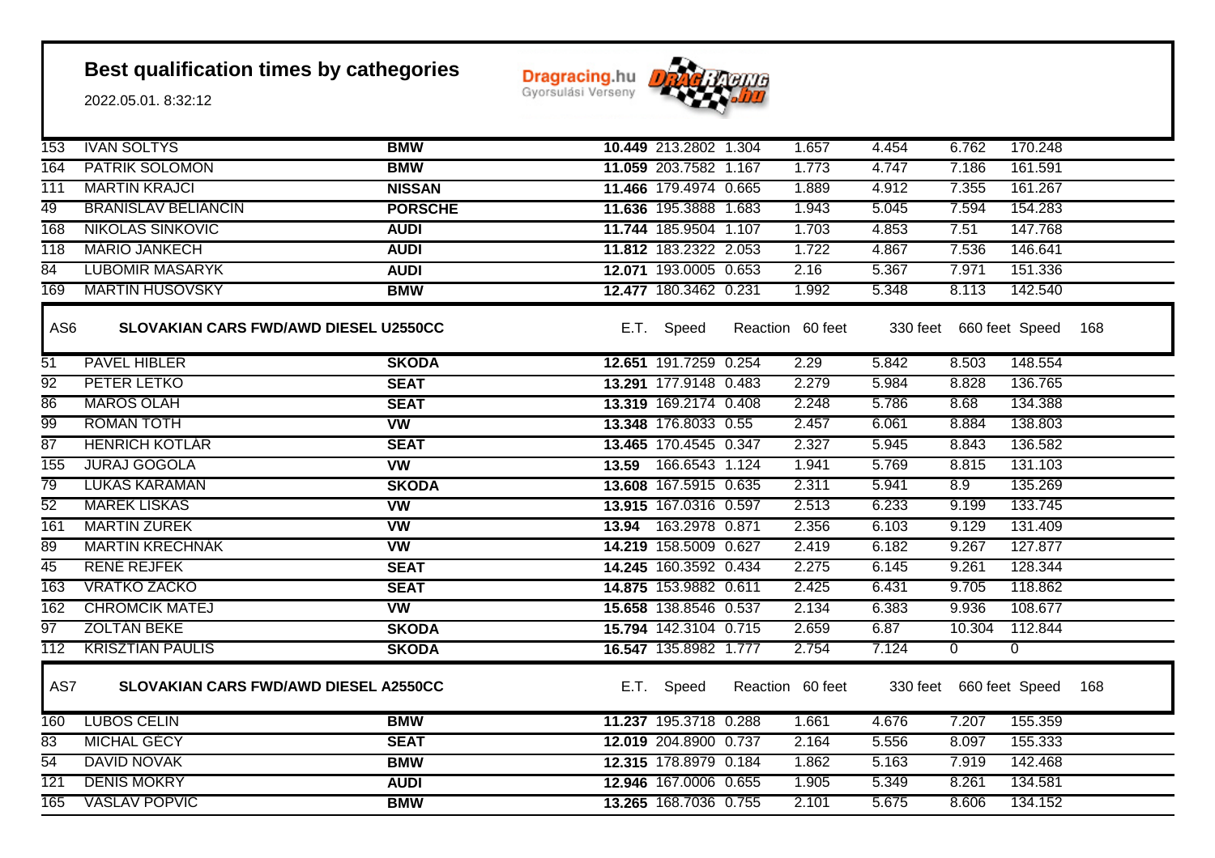# Best qualification times by cathegories

2022.05.01. 8:32:12

Dragracing.hu Gyorsulási Verseny

| | | | | | | | | | |
|---|---|---|---|---|---|---|---|---|---|
| 153 | IVAN SOLTYS | **BMW** | **10.449** | 213.2802 | 1.304 | 1.657 | 4.454 | 6.762 | 170.248 |
| 164 | PATRIK SOLOMON | **BMW** | **11.059** | 203.7582 | 1.167 | 1.773 | 4.747 | 7.186 | 161.591 |
| 111 | MARTIN KRAJCI | **NISSAN** | **11.466** | 179.4974 | 0.665 | 1.889 | 4.912 | 7.355 | 161.267 |
| 49 | BRANISLAV BELIANCIN | **PORSCHE** | **11.636** | 195.3888 | 1.683 | 1.943 | 5.045 | 7.594 | 154.283 |
| 168 | NIKOLAS SINKOVIC | **AUDI** | **11.744** | 185.9504 | 1.107 | 1.703 | 4.853 | 7.51 | 147.768 |
| 118 | MARIO JANKECH | **AUDI** | **11.812** | 183.2322 | 2.053 | 1.722 | 4.867 | 7.536 | 146.641 |
| 84 | LUBOMIR MASARYK | **AUDI** | **12.071** | 193.0005 | 0.653 | 2.16 | 5.367 | 7.971 | 151.336 |
| 169 | MARTIN HUSOVSKY | **BMW** | **12.477** | 180.3462 | 0.231 | 1.992 | 5.348 | 8.113 | 142.540 |

## AS6 SLOVAKIAN CARS FWD/AWD DIESEL U2550CC

| | | | E.T. | Speed | Reaction | 60 feet | 330 feet | 660 feet | Speed 168 |
|---|---|---|---|---|---|---|---|---|---|
| 51 | PAVEL HIBLER | **SKODA** | **12.651** | 191.7259 | 0.254 | 2.29 | 5.842 | 8.503 | 148.554 |
| 92 | PETER LETKO | **SEAT** | **13.291** | 177.9148 | 0.483 | 2.279 | 5.984 | 8.828 | 136.765 |
| 86 | MAROS OLAH | **SEAT** | **13.319** | 169.2174 | 0.408 | 2.248 | 5.786 | 8.68 | 134.388 |
| 99 | ROMAN TOTH | **VW** | **13.348** | 176.8033 | 0.55 | 2.457 | 6.061 | 8.884 | 138.803 |
| 87 | HENRICH KOTLAR | **SEAT** | **13.465** | 170.4545 | 0.347 | 2.327 | 5.945 | 8.843 | 136.582 |
| 155 | JURAJ GOGOLA | **VW** | **13.59** | 166.6543 | 1.124 | 1.941 | 5.769 | 8.815 | 131.103 |
| 79 | LUKAS KARAMAN | **SKODA** | **13.608** | 167.5915 | 0.635 | 2.311 | 5.941 | 8.9 | 135.269 |
| 52 | MAREK LISKAS | **VW** | **13.915** | 167.0316 | 0.597 | 2.513 | 6.233 | 9.199 | 133.745 |
| 161 | MARTIN ZUREK | **VW** | **13.94** | 163.2978 | 0.871 | 2.356 | 6.103 | 9.129 | 131.409 |
| 89 | MARTIN KRECHNAK | **VW** | **14.219** | 158.5009 | 0.627 | 2.419 | 6.182 | 9.267 | 127.877 |
| 45 | RENE REJFEK | **SEAT** | **14.245** | 160.3592 | 0.434 | 2.275 | 6.145 | 9.261 | 128.344 |
| 163 | VRATKO ZACKO | **SEAT** | **14.875** | 153.9882 | 0.611 | 2.425 | 6.431 | 9.705 | 118.862 |
| 162 | CHROMCIK MATEJ | **VW** | **15.658** | 138.8546 | 0.537 | 2.134 | 6.383 | 9.936 | 108.677 |
| 97 | ZOLTAN BEKE | **SKODA** | **15.794** | 142.3104 | 0.715 | 2.659 | 6.87 | 10.304 | 112.844 |
| 112 | KRISZTIAN PAULIS | **SKODA** | **16.547** | 135.8982 | 1.777 | 2.754 | 7.124 | 0 | 0 |

## AS7 SLOVAKIAN CARS FWD/AWD DIESEL A2550CC

| | | | E.T. | Speed | Reaction | 60 feet | 330 feet | 660 feet | Speed 168 |
|---|---|---|---|---|---|---|---|---|---|
| 160 | LUBOS CELIN | **BMW** | **11.237** | 195.3718 | 0.288 | 1.661 | 4.676 | 7.207 | 155.359 |
| 83 | MICHAL GECY | **SEAT** | **12.019** | 204.8900 | 0.737 | 2.164 | 5.556 | 8.097 | 155.333 |
| 54 | DAVID NOVAK | **BMW** | **12.315** | 178.8979 | 0.184 | 1.862 | 5.163 | 7.919 | 142.468 |
| 121 | DENIS MOKRY | **AUDI** | **12.946** | 167.0006 | 0.655 | 1.905 | 5.349 | 8.261 | 134.581 |
| 165 | VASLAV POPVIC | **BMW** | **13.265** | 168.7036 | 0.755 | 2.101 | 5.675 | 8.606 | 134.152 |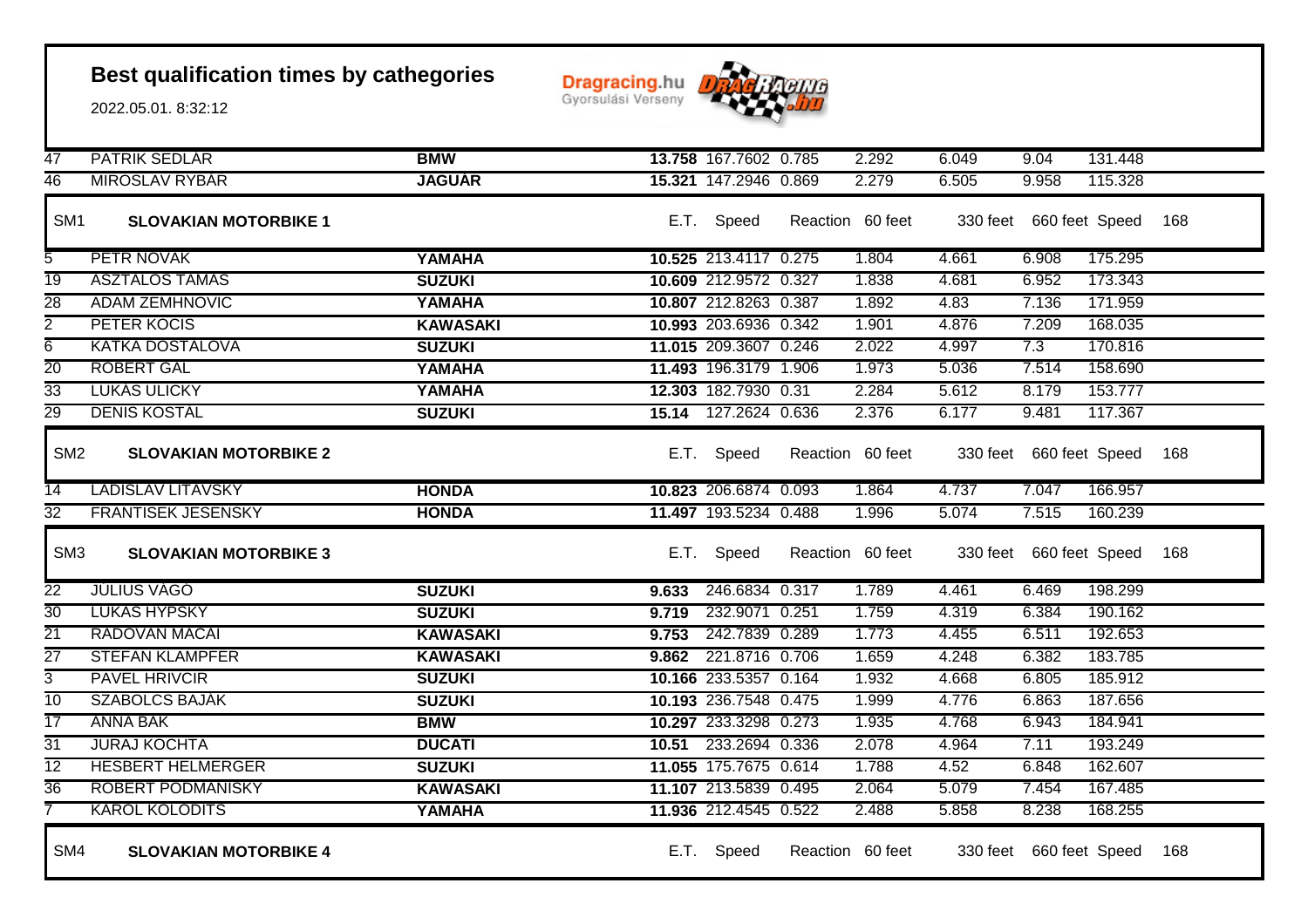# Best qualification times by cathegories

2022.05.01. 8:32:12

| | | | E.T. | Speed | Reaction | 60 feet | 330 feet | 660 feet | Speed |
|---|---|---|---|---|---|---|---|---|---|
| 47 | PATRIK SEDLÁR | **BMW** | **13.758** | 167.7602 | 0.785 | 2.292 | 6.049 | 9.04 | 131.448 |
| 46 | MIROSLAV RYBÁR | **JAGUAR** | **15.321** | 147.2946 | 0.869 | 2.279 | 6.505 | 9.958 | 115.328 |

## SM1 SLOVAKIAN MOTORBIKE 1

168

| | | | E.T. | Speed | Reaction | 60 feet | 330 feet | 660 feet | Speed |
|---|---|---|---|---|---|---|---|---|---|
| 5 | PETR NOVÁK | **YAMAHA** | **10.525** | 213.4117 | 0.275 | 1.804 | 4.661 | 6.908 | 175.295 |
| 19 | ASZTALOS TAMÁS | **SUZUKI** | **10.609** | 212.9572 | 0.327 | 1.838 | 4.681 | 6.952 | 173.343 |
| 28 | ADAM ZEMHNOVIČ | **YAMAHA** | **10.807** | 212.8263 | 0.387 | 1.892 | 4.83 | 7.136 | 171.959 |
| 2 | PETER KOČIŠ | **KAWASAKI** | **10.993** | 203.6936 | 0.342 | 1.901 | 4.876 | 7.209 | 168.035 |
| 6 | KATKA DOSTÁLOVÁ | **SUZUKI** | **11.015** | 209.3607 | 0.246 | 2.022 | 4.997 | 7.3 | 170.816 |
| 20 | ROBERT GÁL | **YAMAHA** | **11.493** | 196.3179 | 1.906 | 1.973 | 5.036 | 7.514 | 158.690 |
| 33 | LUKÁŠ ULICKÝ | **YAMAHA** | **12.303** | 182.7930 | 0.31 | 2.284 | 5.612 | 8.179 | 153.777 |
| 29 | DENIS KOSTÁL | **SUZUKI** | **15.14** | 127.2624 | 0.636 | 2.376 | 6.177 | 9.481 | 117.367 |

## SM2 SLOVAKIAN MOTORBIKE 2

168

| | | | E.T. | Speed | Reaction | 60 feet | 330 feet | 660 feet | Speed |
|---|---|---|---|---|---|---|---|---|---|
| 14 | LADISLAV LITAVSKÝ | **HONDA** | **10.823** | 206.6874 | 0.093 | 1.864 | 4.737 | 7.047 | 166.957 |
| 32 | FRANTIŠEK JESENSKÝ | **HONDA** | **11.497** | 193.5234 | 0.488 | 1.996 | 5.074 | 7.515 | 160.239 |

## SM3 SLOVAKIAN MOTORBIKE 3

168

| | | | E.T. | Speed | Reaction | 60 feet | 330 feet | 660 feet | Speed |
|---|---|---|---|---|---|---|---|---|---|
| 22 | JÚLIUS VÁGÓ | **SUZUKI** | **9.633** | 246.6834 | 0.317 | 1.789 | 4.461 | 6.469 | 198.299 |
| 30 | LUKÁŠ HYPSKÝ | **SUZUKI** | **9.719** | 232.9071 | 0.251 | 1.759 | 4.319 | 6.384 | 190.162 |
| 21 | RADOVAN MACAI | **KAWASAKI** | **9.753** | 242.7839 | 0.289 | 1.773 | 4.455 | 6.511 | 192.653 |
| 27 | ŠTEFAN KLAMPFER | **KAWASAKI** | **9.862** | 221.8716 | 0.706 | 1.659 | 4.248 | 6.382 | 183.785 |
| 3 | PAVEL HRIVČÍR | **SUZUKI** | **10.166** | 233.5357 | 0.164 | 1.932 | 4.668 | 6.805 | 185.912 |
| 10 | SZABOLCS BAJÁK | **SUZUKI** | **10.193** | 236.7548 | 0.475 | 1.999 | 4.776 | 6.863 | 187.656 |
| 17 | ANNA BAK | **BMW** | **10.297** | 233.3298 | 0.273 | 1.935 | 4.768 | 6.943 | 184.941 |
| 31 | JURAJ KOCHTA | **DUCATI** | **10.51** | 233.2694 | 0.336 | 2.078 | 4.964 | 7.11 | 193.249 |
| 12 | HESBERT HELMERGER | **SUZUKI** | **11.055** | 175.7675 | 0.614 | 1.788 | 4.52 | 6.848 | 162.607 |
| 36 | ROBERT PODMANICKÝ | **KAWASAKI** | **11.107** | 213.5839 | 0.495 | 2.064 | 5.079 | 7.454 | 167.485 |
| 7 | KAROL KOLODITS | **YAMAHA** | **11.936** | 212.4545 | 0.522 | 2.488 | 5.858 | 8.238 | 168.255 |

## SM4 SLOVAKIAN MOTORBIKE 4

| E.T. | Speed | Reaction | 60 feet | 330 feet | 660 feet | Speed | 168 |
|---|---|---|---|---|---|---|---|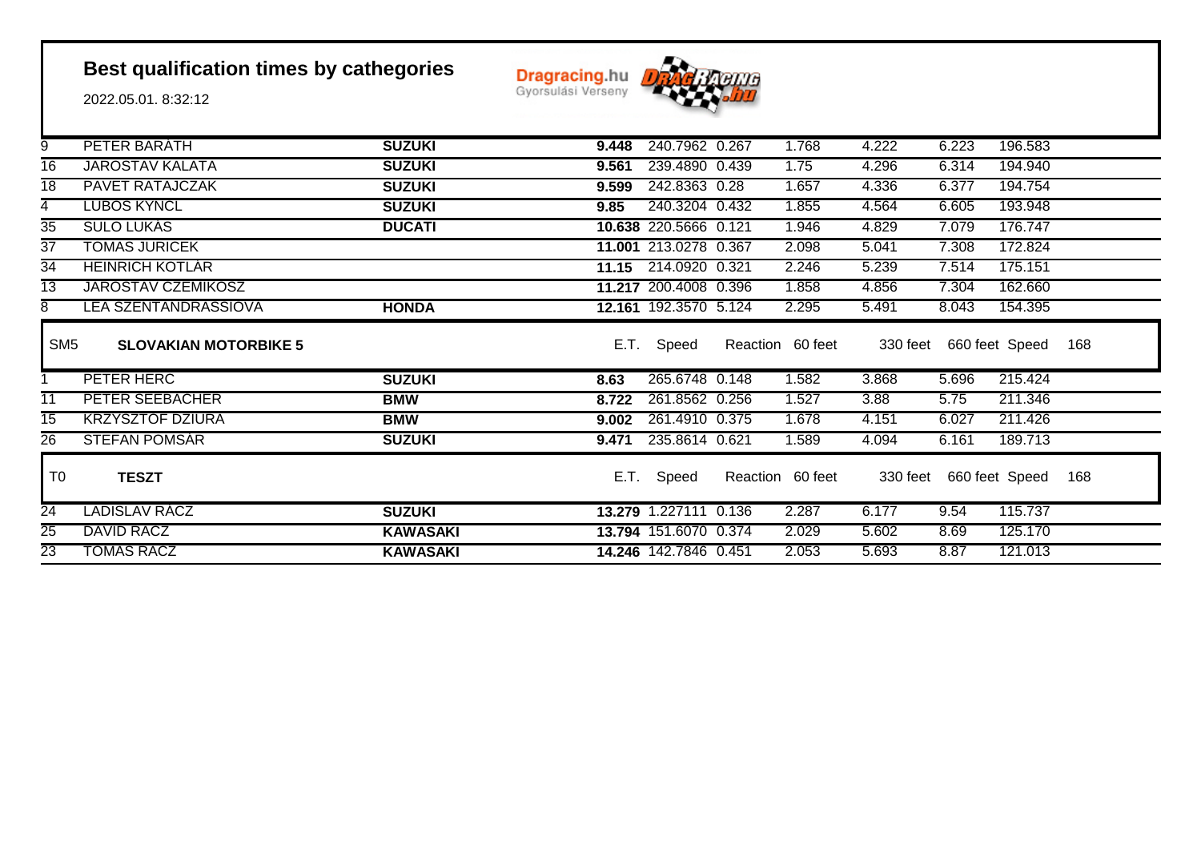# Best qualification times by cathegories

2022.05.01. 8:32:12

Dragracing.hu
Gyorsulási Verseny

| | | | | | | | | | | |
|---|---|---|---|---|---|---|---|---|---|---|
| 9 | PETER BARATH | **SUZUKI** | **9.448** | 240.7962 | 0.267 | 1.768 | 4.222 | 6.223 | 196.583 | |
| 16 | JAROSTAV KALATA | **SUZUKI** | **9.561** | 239.4890 | 0.439 | 1.75 | 4.296 | 6.314 | 194.940 | |
| 18 | PAVET RATAJCZAK | **SUZUKI** | **9.599** | 242.8363 | 0.28 | 1.657 | 4.336 | 6.377 | 194.754 | |
| 4 | LUBOS KYNCL | **SUZUKI** | **9.85** | 240.3204 | 0.432 | 1.855 | 4.564 | 6.605 | 193.948 | |
| 35 | SULO LUKAS | **DUCATI** | **10.638** | 220.5666 | 0.121 | 1.946 | 4.829 | 7.079 | 176.747 | |
| 37 | TOMAS JURICEK | | **11.001** | 213.0278 | 0.367 | 2.098 | 5.041 | 7.308 | 172.824 | |
| 34 | HEINRICH KOTLAR | | **11.15** | 214.0920 | 0.321 | 2.246 | 5.239 | 7.514 | 175.151 | |
| 13 | JAROSTAV CZEMIKOSZ | | **11.217** | 200.4008 | 0.396 | 1.858 | 4.856 | 7.304 | 162.660 | |
| 8 | LEA SZENTANDRASSIOVA | **HONDA** | **12.161** | 192.3570 | 5.124 | 2.295 | 5.491 | 8.043 | 154.395 | |
| SM5 | **SLOVAKIAN MOTORBIKE 5** | | E.T. | Speed | Reaction | 60 feet | 330 feet | 660 feet | Speed | 168 |
| 1 | PETER HERC | **SUZUKI** | **8.63** | 265.6748 | 0.148 | 1.582 | 3.868 | 5.696 | 215.424 | |
| 11 | PETER SEEBACHER | **BMW** | **8.722** | 261.8562 | 0.256 | 1.527 | 3.88 | 5.75 | 211.346 | |
| 15 | KRZYSZTOF DZIURA | **BMW** | **9.002** | 261.4910 | 0.375 | 1.678 | 4.151 | 6.027 | 211.426 | |
| 26 | STEFAN POMSAR | **SUZUKI** | **9.471** | 235.8614 | 0.621 | 1.589 | 4.094 | 6.161 | 189.713 | |
| T0 | **TESZT** | | E.T. | Speed | Reaction | 60 feet | 330 feet | 660 feet | Speed | 168 |
| 24 | LADISLAV RACZ | **SUZUKI** | **13.279** | 1.227111 | 0.136 | 2.287 | 6.177 | 9.54 | 115.737 | |
| 25 | DAVID RACZ | **KAWASAKI** | **13.794** | 151.6070 | 0.374 | 2.029 | 5.602 | 8.69 | 125.170 | |
| 23 | TOMAS RACZ | **KAWASAKI** | **14.246** | 142.7846 | 0.451 | 2.053 | 5.693 | 8.87 | 121.013 | |